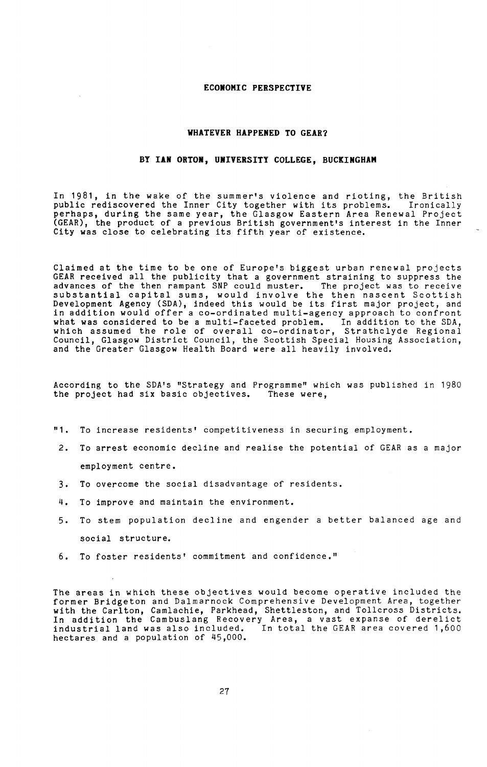## ECONOMIC PERSPECTIVE

# WHATEVER HAPPENED TO GEAR?

### BY IAN ORTON, UNIVERSITY COLLEGE, BUCKINGHAM

In 1981, in the wake of the summer's violence and rioting, the British public rediscovered the Inner City together with its problems. Ironically perhaps, during the same year, the Glasgow Eastern Area Renewal Project (GEAR), the product of a previous British government's interest in the Inner City was close to celebrating its fifth year of existence.

Claimed at the time to be one of Europe's biggest urban renewal projects GEAR received all the publicity that a government straining to suppress the advances of the then rampant SNP could muster. The project was to receive substantial capital sums, would involve the then nascent Scottish Development Agency (SDA), indeed this would be its first major project, and in addition would offer a co-ordinated multi-agency approach to confront what was considered to be a multi-faceted problem. In addition to the SDA, which assumed the role of overall co-ordinator, Strathclyde Regional Council, Glasgow District Council, the Scottish Special Housing Association, and the Greater Glasgow Health Board were all heavily involved.

According to the SDA's "Strategy and Programme" which was published in 1980 the project had six basic objectives. These were,

"1. To increase residents' competitiveness in securing employment.
2. To arrest economic decline and realise the potential of GEAR as a major employment centre.
3. To overcome the social disadvantage of residents.
4. To improve and maintain the environment.
5. To stem population decline and engender a better balanced age and social structure.
6. To foster residents' commitment and confidence."

The areas in which these objectives would become operative included the former Bridgeton and Dalmarnock Comprehensive Development Area, together with the Carlton, Camlachie, Parkhead, Shettleston, and Tollcross Districts. In addition the Cambuslang Recovery Area, a vast expanse of derelict industrial land was also included. In total the GEAR area covered 1,600 hectares and a population of 45,000.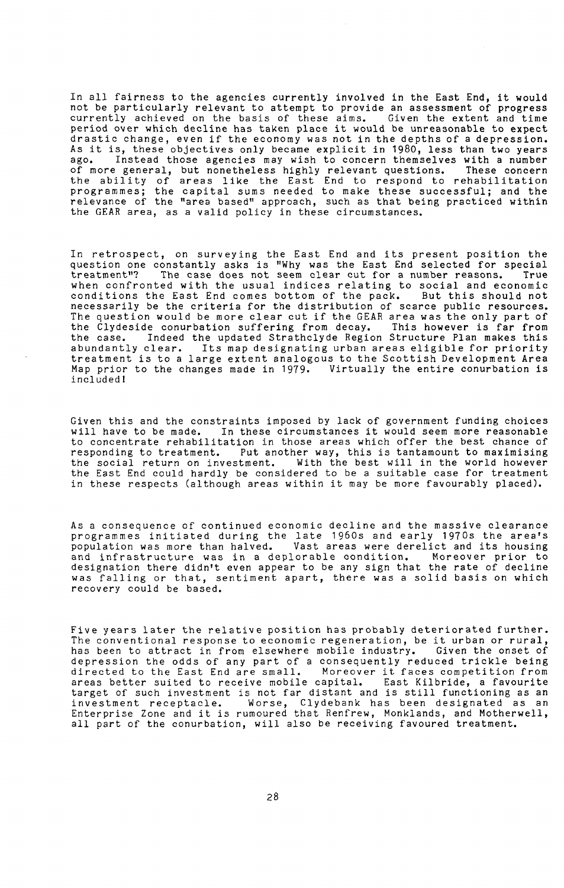In all fairness to the agencies currently involved in the East End, it would not be particularly relevant to attempt to provide an assessment of progress currently achieved on the basis of these aims. Given the extent and time period over which decline has taken place it would be unreasonable to expect drastic change, even if the economy was not in the depths of a depression. As it is, these objectives only became explicit in 1980, less than two years ago. Instead those agencies may wish to concern themselves with a number of more general, but nonetheless highly relevant questions. These concern the ability of areas like the East End to respond to rehabilitation programmes; the capital sums needed to make these successful; and the relevance of the "area based" approach, such as that being practiced within the GEAR area, as a valid policy in these circumstances.

In retrospect, on surveying the East End and its present position the question one constantly asks is "Why was the East End selected for special treatment"? The case does not seem clear cut for a number reasons. True when confronted with the usual indices relating to social and economic conditions the East End comes bottom of the pack. But this should not necessarily be the criteria for the distribution of scarce public resources. The question would be more clear cut if the GEAR area was the only part of the Clydeside conurbation suffering from decay. This however is far from the case. Indeed the updated Strathclyde Region Structure Plan makes this abundantly clear. Its map designating urban areas eligible for priority treatment is to a large extent analogous to the Scottish Development Area Map prior to the changes made in 1979. Virtually the entire conurbation is included!

Given this and the constraints imposed by lack of government funding choices will have to be made. In these circumstances it would seem more reasonable to concentrate rehabilitation in those areas which offer the best chance of responding to treatment. Put another way, this is tantamount to maximising the social return on investment. With the best will in the world however the East End could hardly be considered to be a suitable case for treatment in these respects (although areas within it may be more favourably placed).

As a consequence of continued economic decline and the massive clearance programmes initiated during the late 1960s and early 1970s the area's population was more than halved. Vast areas were derelict and its housing and infrastructure was in a deplorable condition. Moreover prior to designation there didn't even appear to be any sign that the rate of decline was falling or that, sentiment apart, there was a solid basis on which recovery could be based.

Five years later the relative position has probably deteriorated further. The conventional response to economic regeneration, be it urban or rural, has been to attract in from elsewhere mobile industry. Given the onset of depression the odds of any part of a consequently reduced trickle being directed to the East End are small. Moreover it faces competition from areas better suited to receive mobile capital. East Kilbride, a favourite target of such investment is not far distant and is still functioning as an investment receptacle. Worse, Clydebank has been designated as an Enterprise Zone and it is rumoured that Renfrew, Monklands, and Motherwell, all part of the conurbation, will also be receiving favoured treatment.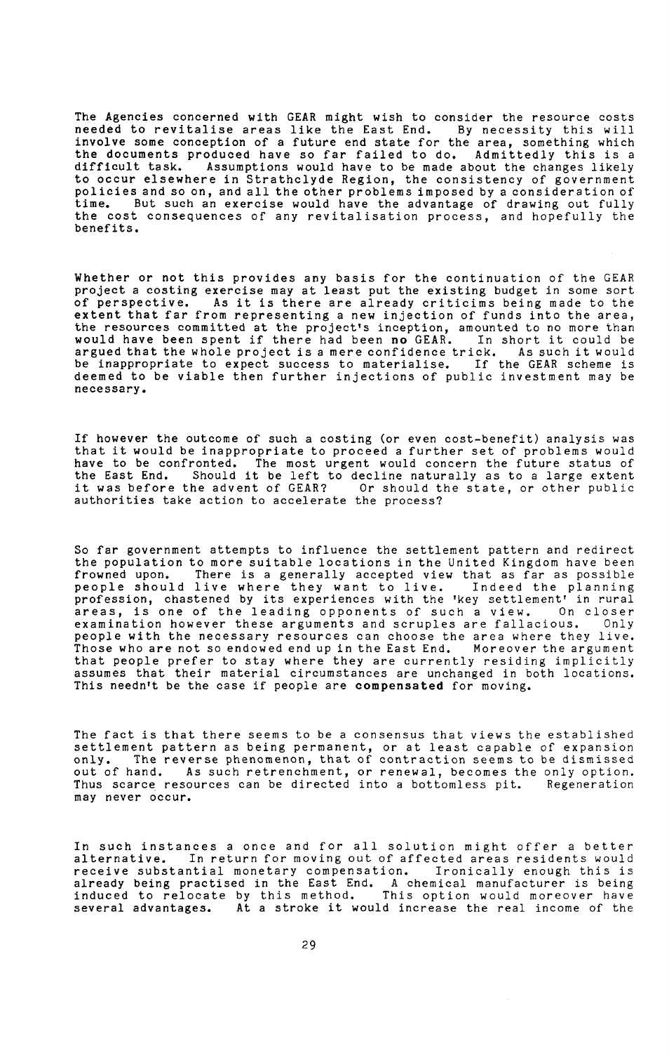The Agencies concerned with GEAR might wish to consider the resource costs needed to revitalise areas like the East End. By necessity this will involve some conception of a future end state for the area, something which the documents produced have so far failed to do. Admittedly this is a difficult task. Assumptions would have to be made about the changes likely to occur elsewhere in Strathclyde Region, the consistency of government policies and so on, and all the other problems imposed by a consideration of time. But such an exercise would have the advantage of drawing out fully the cost consequences of any revitalisation process, and hopefully the benefits.

Whether or not this provides any basis for the continuation of the GEAR project a costing exercise may at least put the existing budget in some sort of perspective. As it is there are already criticisms being made to the extent that far from representing a new injection of funds into the area, the resources committed at the project's inception, amounted to no more than would have been spent if there had been **no** GEAR. In short it could be argued that the whole project is a mere confidence trick. As such it would be inappropriate to expect success to materialise. If the GEAR scheme is deemed to be viable then further injections of public investment may be necessary.

If however the outcome of such a costing (or even cost-benefit) analysis was that it would be inappropriate to proceed a further set of problems would have to be confronted. The most urgent would concern the future status of the East End. Should it be left to decline naturally as to a large extent it was before the advent of GEAR? Or should the state, or other public authorities take action to accelerate the process?

So far government attempts to influence the settlement pattern and redirect the population to more suitable locations in the United Kingdom have been frowned upon. There is a generally accepted view that as far as possible people should live where they want to live. Indeed the planning profession, chastened by its experiences with the 'key settlement' in rural areas, is one of the leading opponents of such a view. On closer examination however these arguments and scruples are fallacious. Only people with the necessary resources can choose the area where they live. Those who are not so endowed end up in the East End. Moreover the argument that people prefer to stay where they are currently residing implicitly assumes that their material circumstances are unchanged in both locations. This needn't be the case if people are **compensated** for moving.

The fact is that there seems to be a consensus that views the established settlement pattern as being permanent, or at least capable of expansion only. The reverse phenomenon, that of contraction seems to be dismissed out of hand. As such retrenchment, or renewal, becomes the only option. Thus scarce resources can be directed into a bottomless pit. Regeneration may never occur.

In such instances a once and for all solution might offer a better alternative. In return for moving out of affected areas residents would receive substantial monetary compensation. Ironically enough this is already being practised in the East End. A chemical manufacturer is being induced to relocate by this method. This option would moreover have several advantages. At a stroke it would increase the real income of the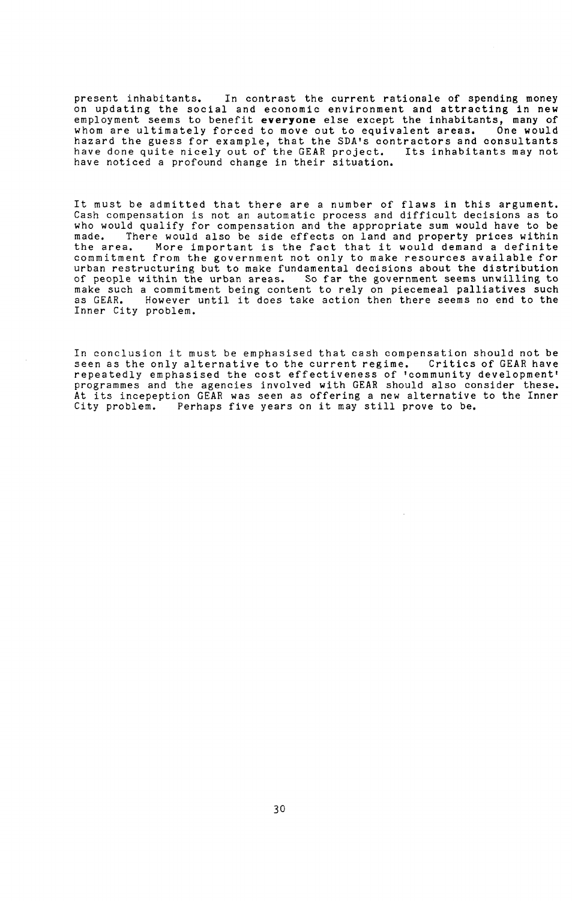present inhabitants. In contrast the current rationale of spending money on updating the social and economic environment and attracting in new employment seems to benefit **everyone** else except the inhabitants, many of whom are ultimately forced to move out to equivalent areas. One would hazard the guess for example, that the SDA's contractors and consultants have done quite nicely out of the GEAR project. Its inhabitants may not have noticed a profound change in their situation.

It must be admitted that there are a number of flaws in this argument. Cash compensation is not an automatic process and difficult decisions as to who would qualify for compensation and the appropriate sum would have to be made. There would also be side effects on land and property prices within the area. More important is the fact that it would demand a definite commitment from the government not only to make resources available for urban restructuring but to make fundamental decisions about the distribution of people within the urban areas. So far the government seems unwilling to make such a commitment being content to rely on piecemeal palliatives such as GEAR. However until it does take action then there seems no end to the Inner City problem.

In conclusion it must be emphasised that cash compensation should not be seen as the only alternative to the current regime. Critics of GEAR have repeatedly emphasised the cost effectiveness of 'community development' programmes and the agencies involved with GEAR should also consider these. At its incepeption GEAR was seen as offering a new alternative to the Inner City problem. Perhaps five years on it may still prove to be.